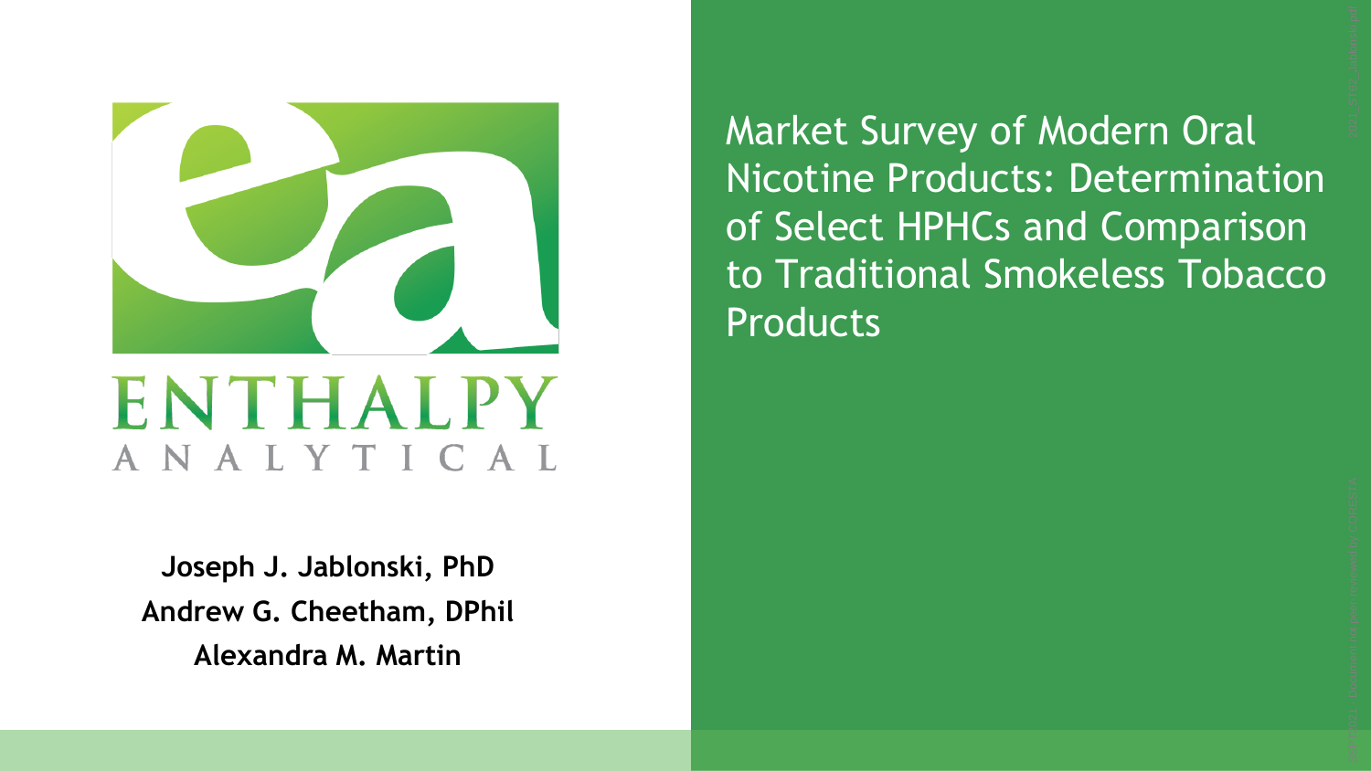# Market Survey of Modern Oral Nicotine Products: Determination of Select HPHCs and Comparison to Traditional Smokeless Tobacco Products

ENTHALPY ANALYTICAL

**Joseph J. Jablonski, PhD**

**Andrew G. Cheetham, DPhil**

**Alexandra M. Martin**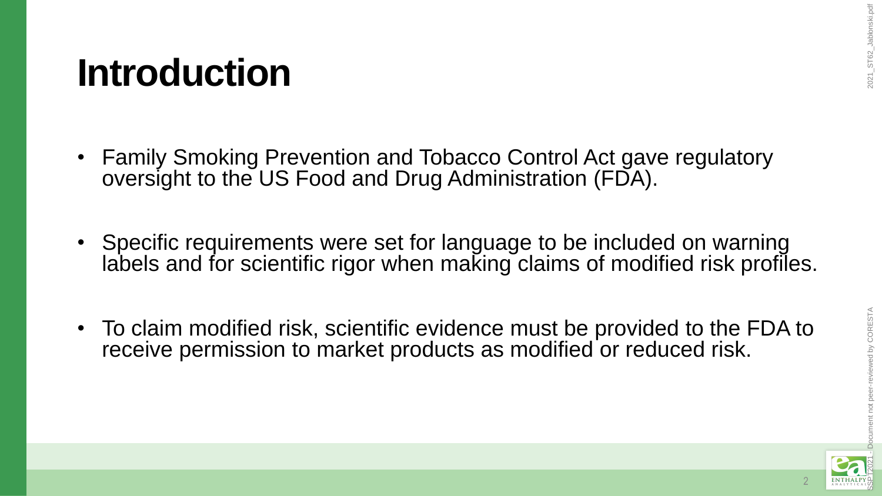# Introduction

- Family Smoking Prevention and Tobacco Control Act gave regulatory oversight to the US Food and Drug Administration (FDA).
- Specific requirements were set for language to be included on warning labels and for scientific rigor when making claims of modified risk profiles.
- To claim modified risk, scientific evidence must be provided to the FDA to receive permission to market products as modified or reduced risk.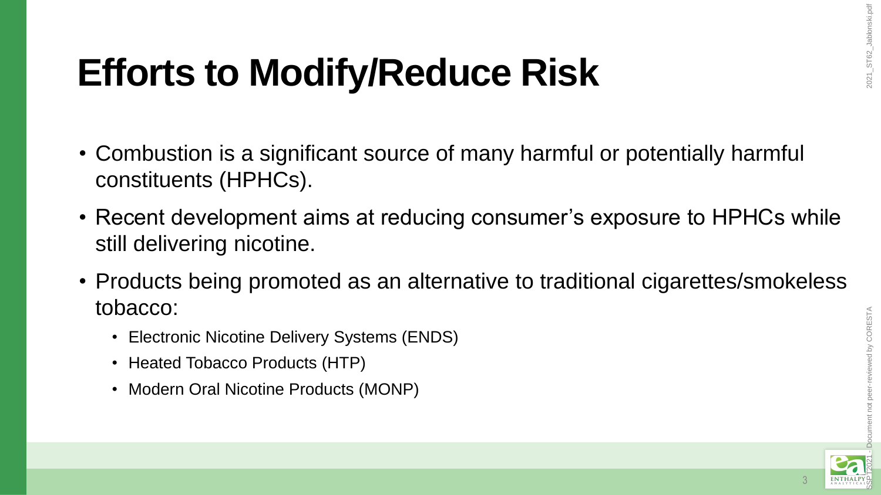# Efforts to Modify/Reduce Risk

- Combustion is a significant source of many harmful or potentially harmful constituents (HPHCs).
- Recent development aims at reducing consumer's exposure to HPHCs while still delivering nicotine.
- Products being promoted as an alternative to traditional cigarettes/smokeless tobacco:
  - Electronic Nicotine Delivery Systems (ENDS)
  - Heated Tobacco Products (HTP)
  - Modern Oral Nicotine Products (MONP)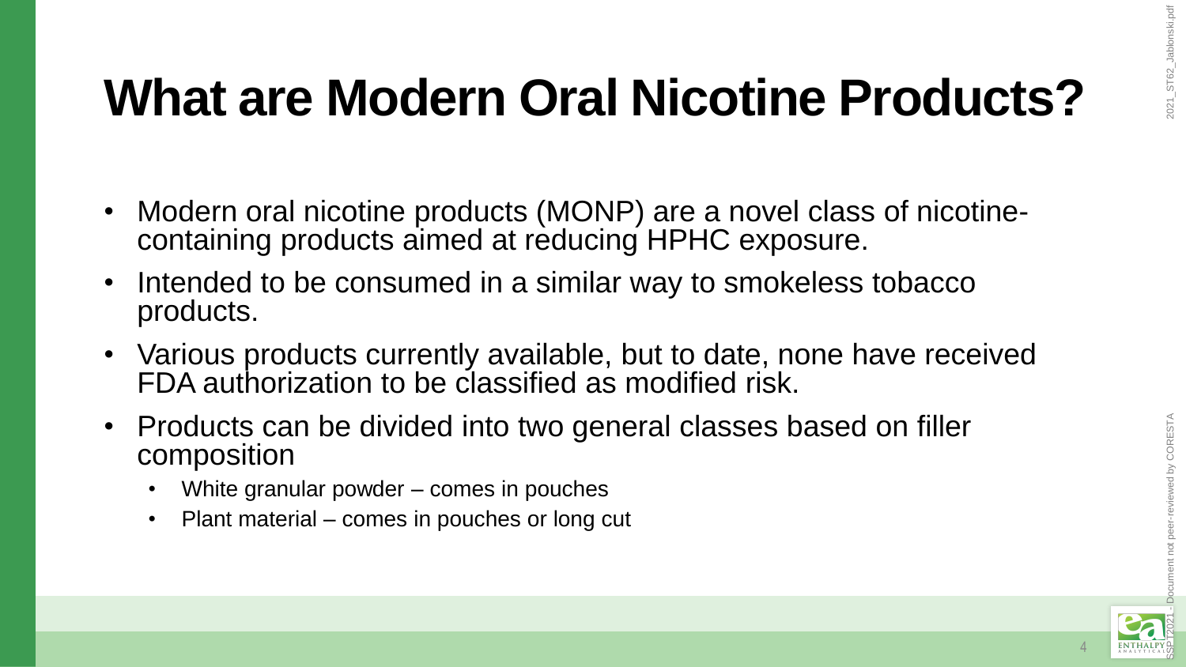# What are Modern Oral Nicotine Products?

- Modern oral nicotine products (MONP) are a novel class of nicotine-containing products aimed at reducing HPHC exposure.
- Intended to be consumed in a similar way to smokeless tobacco products.
- Various products currently available, but to date, none have received FDA authorization to be classified as modified risk.
- Products can be divided into two general classes based on filler composition
  - White granular powder – comes in pouches
  - Plant material – comes in pouches or long cut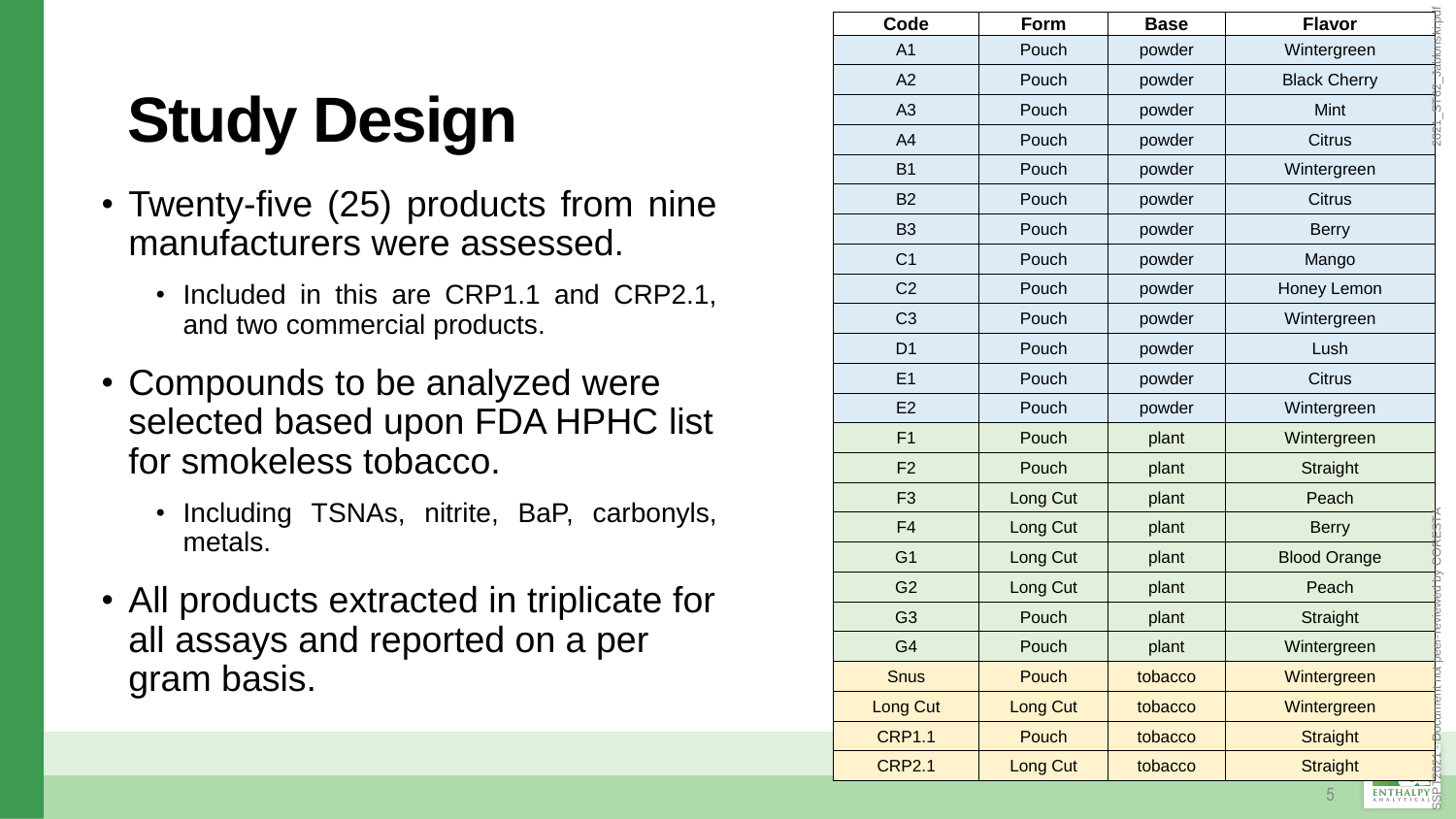# Study Design

- Twenty-five (25) products from nine manufacturers were assessed.
  - Included in this are CRP1.1 and CRP2.1, and two commercial products.
- Compounds to be analyzed were selected based upon FDA HPHC list for smokeless tobacco.
  - Including TSNAs, nitrite, BaP, carbonyls, metals.
- All products extracted in triplicate for all assays and reported on a per gram basis.

| Code | Form | Base | Flavor |
|---|---|---|---|
| A1 | Pouch | powder | Wintergreen |
| A2 | Pouch | powder | Black Cherry |
| A3 | Pouch | powder | Mint |
| A4 | Pouch | powder | Citrus |
| B1 | Pouch | powder | Wintergreen |
| B2 | Pouch | powder | Citrus |
| B3 | Pouch | powder | Berry |
| C1 | Pouch | powder | Mango |
| C2 | Pouch | powder | Honey Lemon |
| C3 | Pouch | powder | Wintergreen |
| D1 | Pouch | powder | Lush |
| E1 | Pouch | powder | Citrus |
| E2 | Pouch | powder | Wintergreen |
| F1 | Pouch | plant | Wintergreen |
| F2 | Pouch | plant | Straight |
| F3 | Long Cut | plant | Peach |
| F4 | Long Cut | plant | Berry |
| G1 | Long Cut | plant | Blood Orange |
| G2 | Long Cut | plant | Peach |
| G3 | Pouch | plant | Straight |
| G4 | Pouch | plant | Wintergreen |
| Snus | Pouch | tobacco | Wintergreen |
| Long Cut | Long Cut | tobacco | Wintergreen |
| CRP1.1 | Pouch | tobacco | Straight |
| CRP2.1 | Long Cut | tobacco | Straight |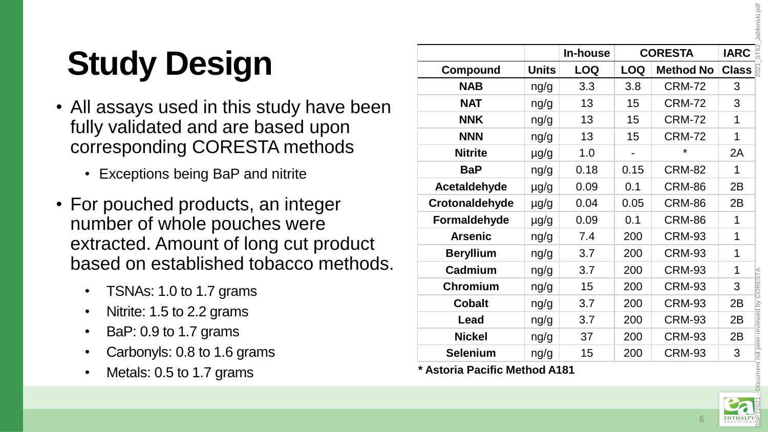# Study Design

- All assays used in this study have been fully validated and are based upon corresponding CORESTA methods
  - Exceptions being BaP and nitrite
- For pouched products, an integer number of whole pouches were extracted. Amount of long cut product based on established tobacco methods.
  - TSNAs: 1.0 to 1.7 grams
  - Nitrite: 1.5 to 2.2 grams
  - BaP: 0.9 to 1.7 grams
  - Carbonyls: 0.8 to 1.6 grams
  - Metals: 0.5 to 1.7 grams

| | | In-house | CORESTA | | IARC |
|---|---|---|---|---|---|
| **Compound** | **Units** | **LOQ** | **LOQ** | **Method No** | **Class** |
| **NAB** | ng/g | 3.3 | 3.8 | CRM-72 | 3 |
| **NAT** | ng/g | 13 | 15 | CRM-72 | 3 |
| **NNK** | ng/g | 13 | 15 | CRM-72 | 1 |
| **NNN** | ng/g | 13 | 15 | CRM-72 | 1 |
| **Nitrite** | µg/g | 1.0 | - | * | 2A |
| **BaP** | ng/g | 0.18 | 0.15 | CRM-82 | 1 |
| **Acetaldehyde** | µg/g | 0.09 | 0.1 | CRM-86 | 2B |
| **Crotonaldehyde** | µg/g | 0.04 | 0.05 | CRM-86 | 2B |
| **Formaldehyde** | µg/g | 0.09 | 0.1 | CRM-86 | 1 |
| **Arsenic** | ng/g | 7.4 | 200 | CRM-93 | 1 |
| **Beryllium** | ng/g | 3.7 | 200 | CRM-93 | 1 |
| **Cadmium** | ng/g | 3.7 | 200 | CRM-93 | 1 |
| **Chromium** | ng/g | 15 | 200 | CRM-93 | 3 |
| **Cobalt** | ng/g | 3.7 | 200 | CRM-93 | 2B |
| **Lead** | ng/g | 3.7 | 200 | CRM-93 | 2B |
| **Nickel** | ng/g | 37 | 200 | CRM-93 | 2B |
| **Selenium** | ng/g | 15 | 200 | CRM-93 | 3 |

**\* Astoria Pacific Method A181**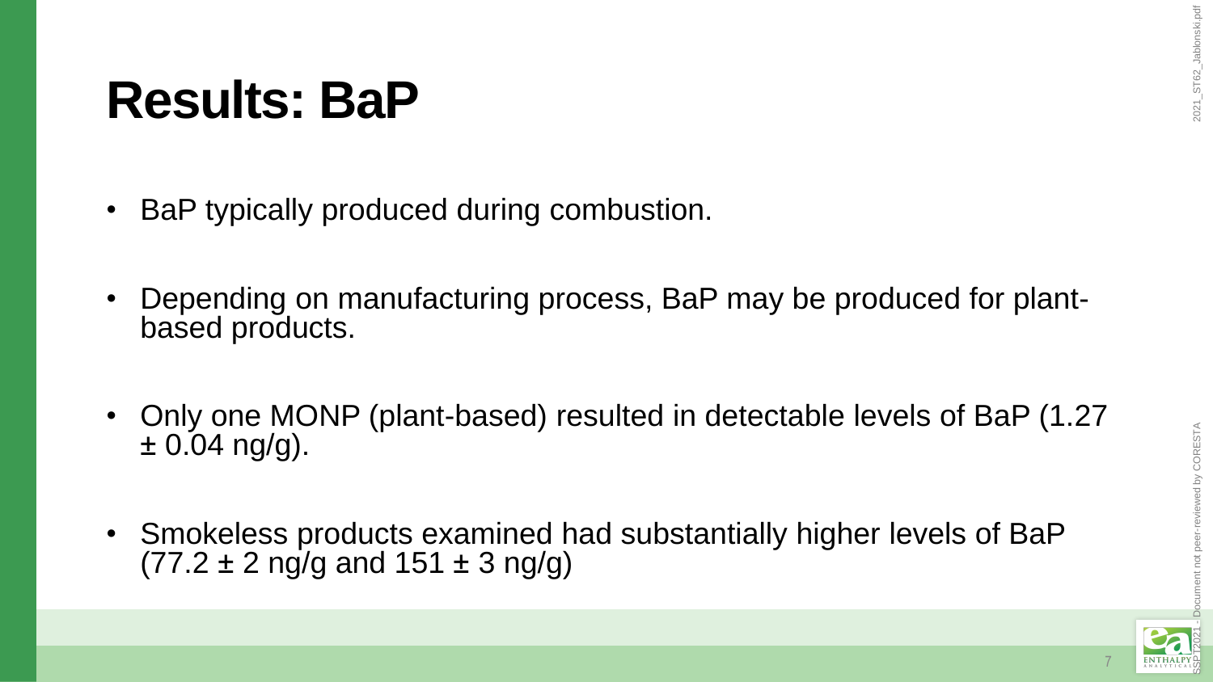# Results: BaP

- BaP typically produced during combustion.
- Depending on manufacturing process, BaP may be produced for plant-based products.
- Only one MONP (plant-based) resulted in detectable levels of BaP (1.27 ± 0.04 ng/g).
- Smokeless products examined had substantially higher levels of BaP (77.2 ± 2 ng/g and 151 ± 3 ng/g)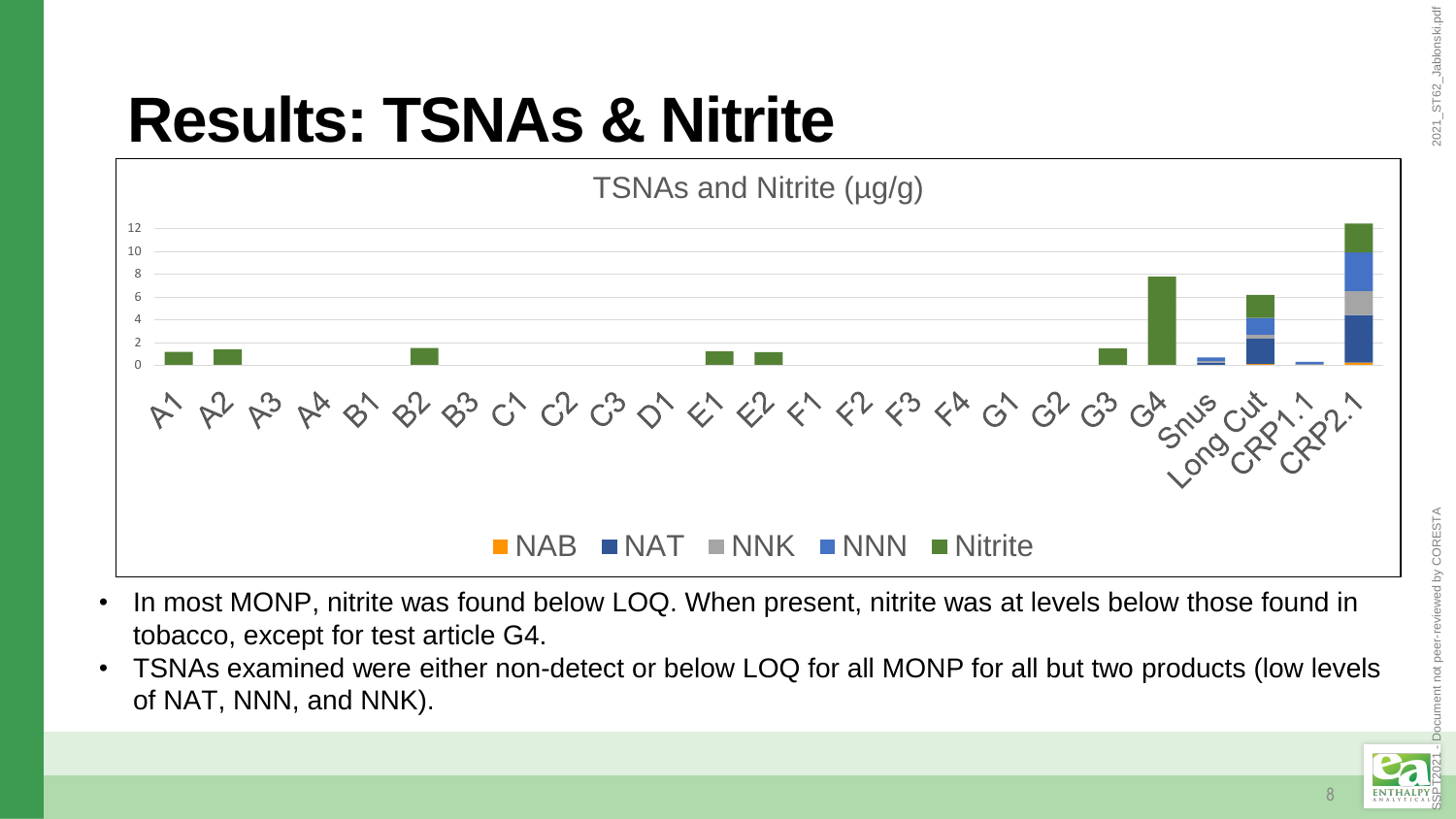# Results: TSNAs & Nitrite

TSNAs and Nitrite (µg/g)

■ NAB ■ NAT ■ NNK ■ NNN ■ Nitrite

- In most MONP, nitrite was found below LOQ. When present, nitrite was at levels below those found in tobacco, except for test article G4.
- TSNAs examined were either non-detect or below LOQ for all MONP for all but two products (low levels of NAT, NNN, and NNK).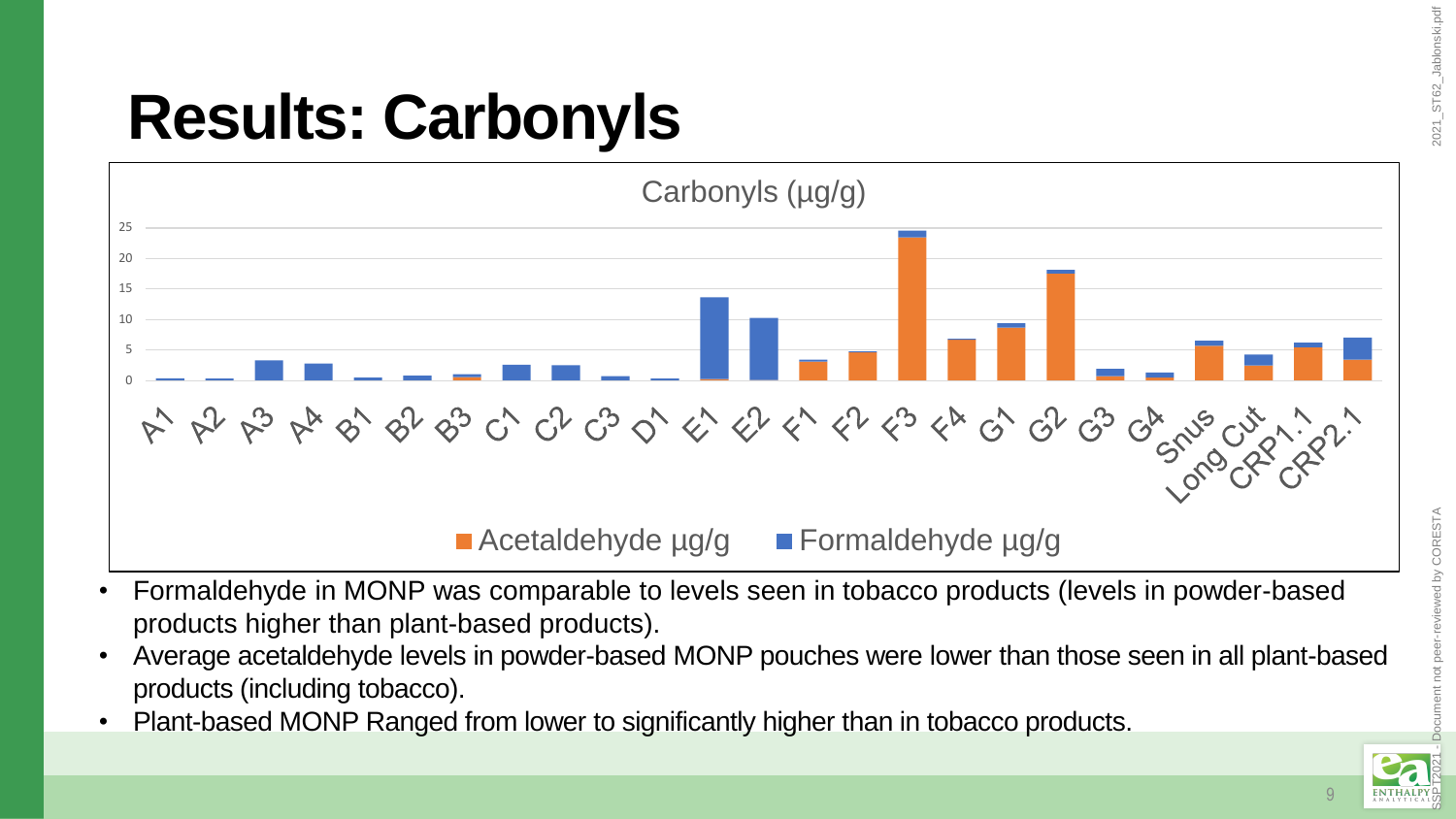# Results: Carbonyls

Carbonyls (µg/g)

Acetaldehyde µg/g  Formaldehyde µg/g

- Formaldehyde in MONP was comparable to levels seen in tobacco products (levels in powder-based products higher than plant-based products).
- Average acetaldehyde levels in powder-based MONP pouches were lower than those seen in all plant-based products (including tobacco).
- Plant-based MONP Ranged from lower to significantly higher than in tobacco products.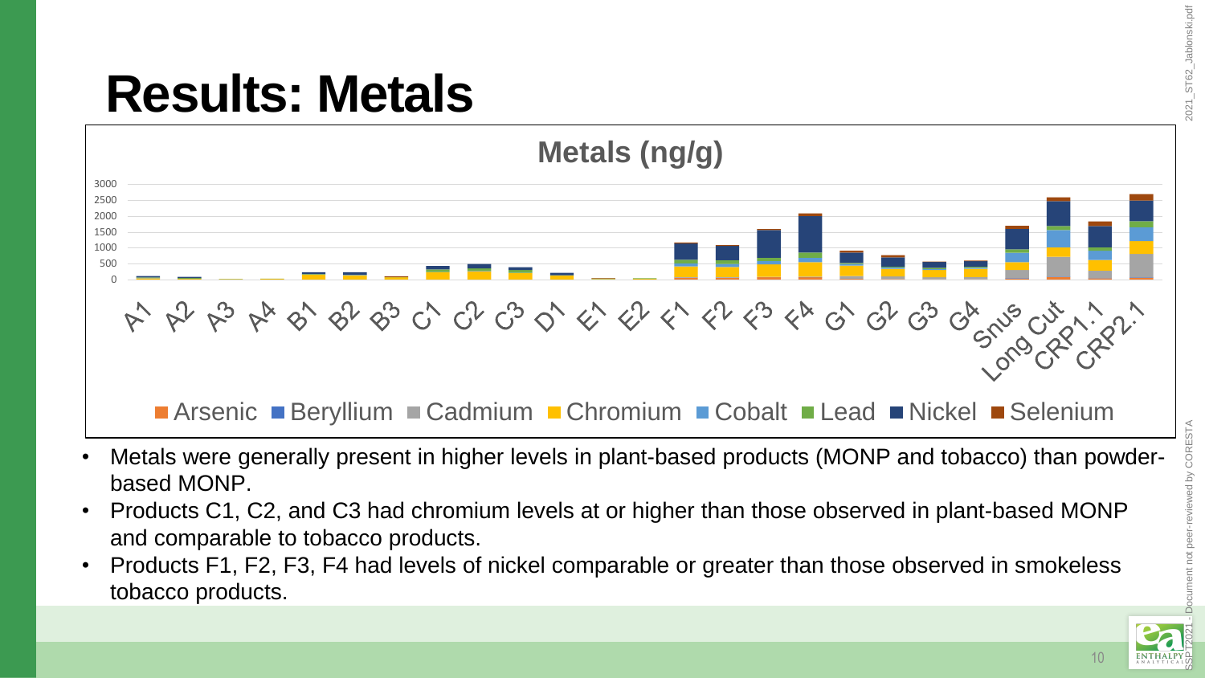# Results: Metals

**Metals (ng/g)**

Arsenic, Beryllium, Cadmium, Chromium, Cobalt, Lead, Nickel, Selenium

A1, A2, A3, A4, B1, B2, B3, C1, C2, C3, D1, E1, E2, F1, F2, F3, F4, G1, G2, G3, G4, Snus, Long Cut, CRP1.1, CRP2.1

- Metals were generally present in higher levels in plant-based products (MONP and tobacco) than powder-based MONP.
- Products C1, C2, and C3 had chromium levels at or higher than those observed in plant-based MONP and comparable to tobacco products.
- Products F1, F2, F3, F4 had levels of nickel comparable or greater than those observed in smokeless tobacco products.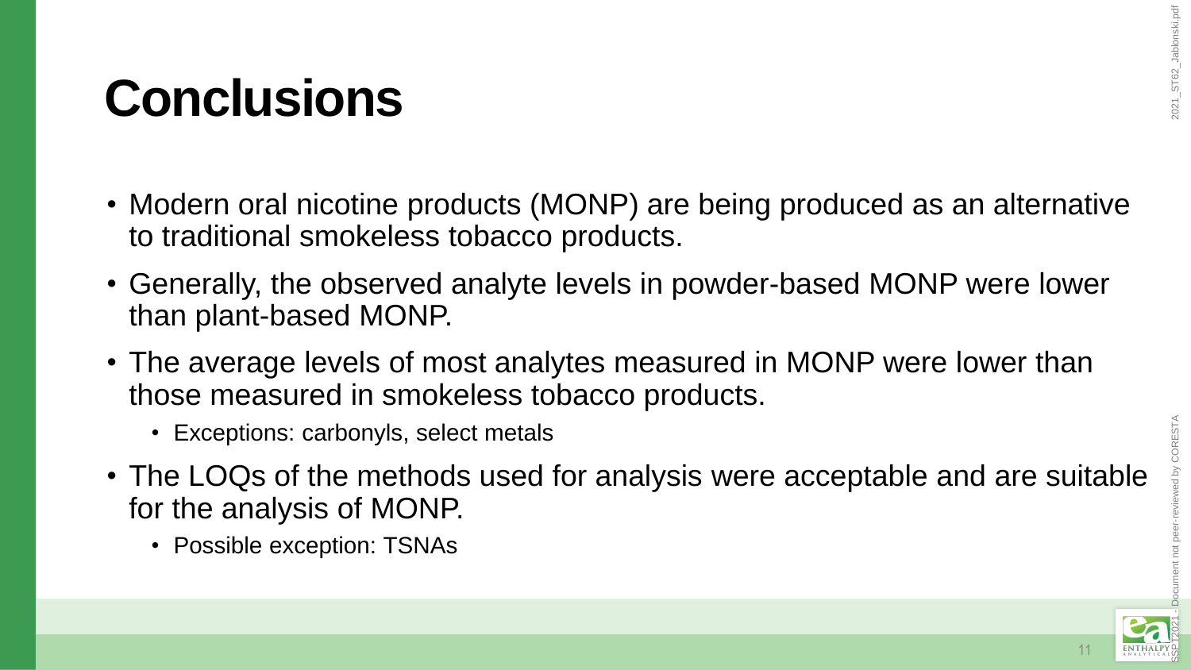# Conclusions

- Modern oral nicotine products (MONP) are being produced as an alternative to traditional smokeless tobacco products.
- Generally, the observed analyte levels in powder-based MONP were lower than plant-based MONP.
- The average levels of most analytes measured in MONP were lower than those measured in smokeless tobacco products.
  - Exceptions: carbonyls, select metals
- The LOQs of the methods used for analysis were acceptable and are suitable for the analysis of MONP.
  - Possible exception: TSNAs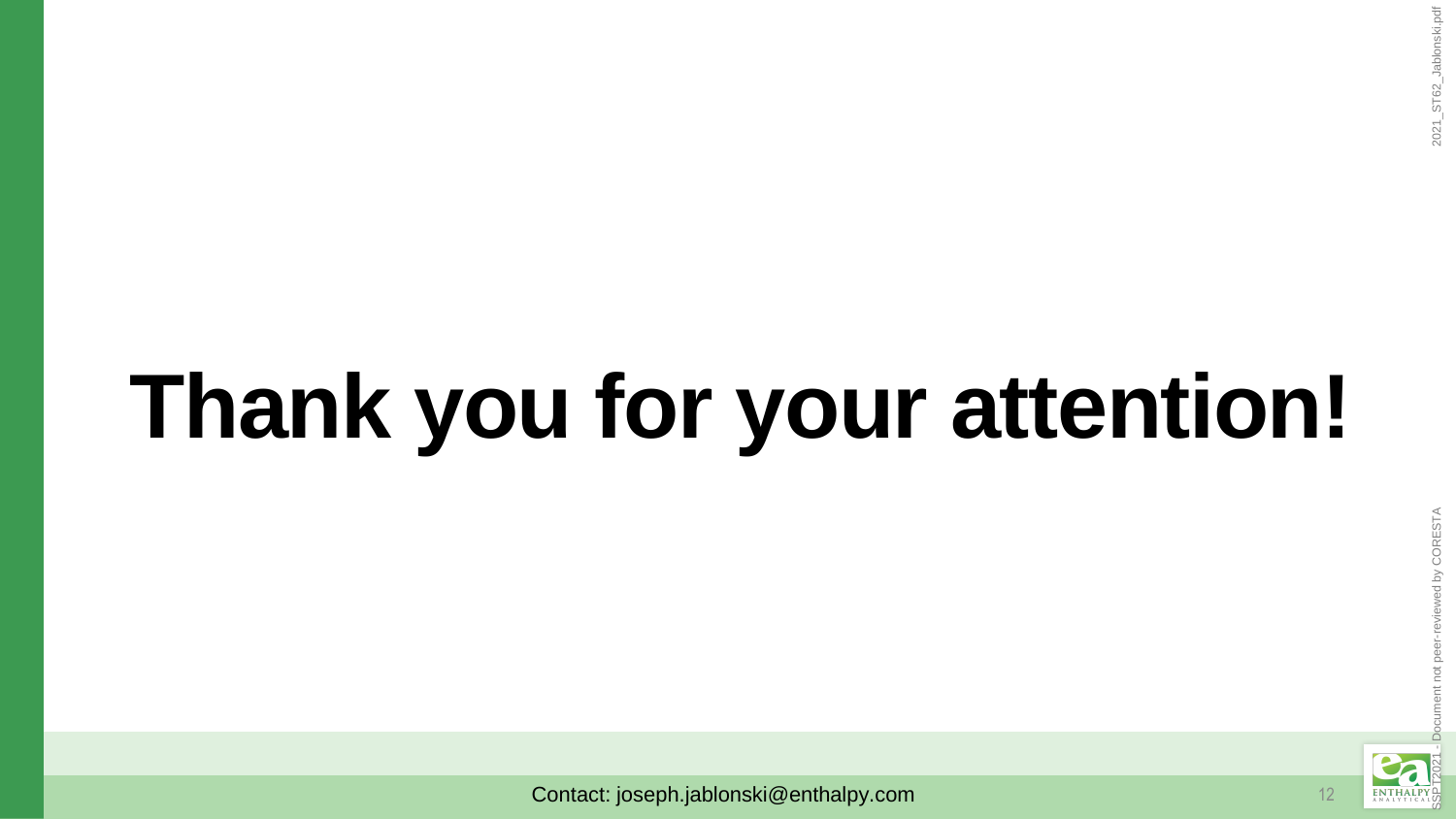# Thank you for your attention!

Contact: joseph.jablonski@enthalpy.com